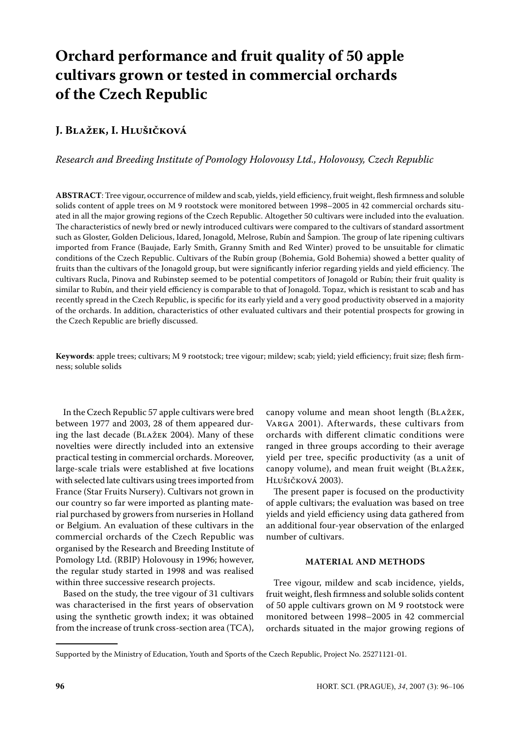# Orchard performance and fruit quality of 50 apple cultivars grown or tested in commercial orchards of the Czech Republic

## J. Blažek, I. Hlušičková

*Research and Breeding Institute of Pomology Holovousy Ltd., Holovousy, Czech Republic*

**ABSTRACT**: Tree vigour, occurrence of mildew and scab, yields, yield efficiency, fruit weight, flesh firmness and soluble solids content of apple trees on M 9 rootstock were monitored between 1998–2005 in 42 commercial orchards situated in all the major growing regions of the Czech Republic. Altogether 50 cultivars were included into the evaluation. The characteristics of newly bred or newly introduced cultivars were compared to the cultivars of standard assortment such as Gloster, Golden Delicious, Idared, Jonagold, Melrose, Rubín and Šampion. The group of late ripening cultivars imported from France (Baujade, Early Smith, Granny Smith and Red Winter) proved to be unsuitable for climatic conditions of the Czech Republic. Cultivars of the Rubín group (Bohemia, Gold Bohemia) showed a better quality of fruits than the cultivars of the Jonagold group, but were significantly inferior regarding yields and yield efficiency. The cultivars Rucla, Pinova and Rubinstep seemed to be potential competitors of Jonagold or Rubín; their fruit quality is similar to Rubín, and their yield efficiency is comparable to that of Jonagold. Topaz, which is resistant to scab and has recently spread in the Czech Republic, is specific for its early yield and a very good productivity observed in a majority of the orchards. In addition, characteristics of other evaluated cultivars and their potential prospects for growing in the Czech Republic are briefly discussed.

**Keywords**: apple trees; cultivars; M 9 rootstock; tree vigour; mildew; scab; yield; yield efficiency; fruit size; flesh firmness; soluble solids

In the Czech Republic 57 apple cultivars were bred between 1977 and 2003, 28 of them appeared during the last decade (Blažek 2004). Many of these novelties were directly included into an extensive practical testing in commercial orchards. Moreover, large-scale trials were established at five locations with selected late cultivars using trees imported from France (Star Fruits Nursery). Cultivars not grown in our country so far were imported as planting material purchased by growers from nurseries in Holland or Belgium. An evaluation of these cultivars in the commercial orchards of the Czech Republic was organised by the Research and Breeding Institute of Pomology Ltd. (RBIP) Holovousy in 1996; however, the regular study started in 1998 and was realised within three successive research projects.

Based on the study, the tree vigour of 31 cultivars was characterised in the first years of observation using the synthetic growth index; it was obtained from the increase of trunk cross-section area (TCA), canopy volume and mean shoot length (Blažek, Varga 2001). Afterwards, these cultivars from orchards with different climatic conditions were ranged in three groups according to their average yield per tree, specific productivity (as a unit of canopy volume), and mean fruit weight (Blažek, Hlušičková 2003).

The present paper is focused on the productivity of apple cultivars; the evaluation was based on tree yields and yield efficiency using data gathered from an additional four-year observation of the enlarged number of cultivars.

## MATERIAL AND METHODS

Tree vigour, mildew and scab incidence, yields, fruit weight, flesh firmness and soluble solids content of 50 apple cultivars grown on M 9 rootstock were monitored between 1998–2005 in 42 commercial orchards situated in the major growing regions of

Supported by the Ministry of Education, Youth and Sports of the Czech Republic, Project No. 25271121-01.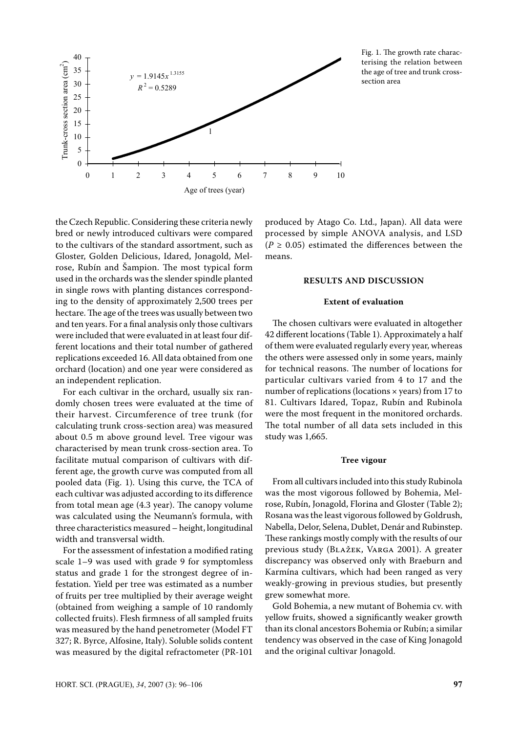Fig. 1. The growth rate characterising the relation between the age of tree and trunk cross-section area

the Czech Republic. Considering these criteria newly bred or newly introduced cultivars were compared to the cultivars of the standard assortment, such as Gloster, Golden Delicious, Idared, Jonagold, Melrose, Rubín and Šampion. The most typical form used in the orchards was the slender spindle planted in single rows with planting distances corresponding to the density of approximately 2,500 trees per hectare. The age of the trees was usually between two and ten years. For a final analysis only those cultivars were included that were evaluated in at least four different locations and their total number of gathered replications exceeded 16. All data obtained from one orchard (location) and one year were considered as an independent replication.

For each cultivar in the orchard, usually six randomly chosen trees were evaluated at the time of their harvest. Circumference of tree trunk (for calculating trunk cross-section area) was measured about 0.5 m above ground level. Tree vigour was characterised by mean trunk cross-section area. To facilitate mutual comparison of cultivars with different age, the growth curve was computed from all pooled data (Fig. 1). Using this curve, the TCA of each cultivar was adjusted according to its difference from total mean age (4.3 year). The canopy volume was calculated using the Neumann's formula, with three characteristics measured – height, longitudinal width and transversal width.

For the assessment of infestation a modified rating scale 1–9 was used with grade 9 for symptomless status and grade 1 for the strongest degree of infestation. Yield per tree was estimated as a number of fruits per tree multiplied by their average weight (obtained from weighing a sample of 10 randomly collected fruits). Flesh firmness of all sampled fruits was measured by the hand penetrometer (Model FT 327; R. Byrce, Alfosine, Italy). Soluble solids content was measured by the digital refractometer (PR-101 produced by Atago Co. Ltd., Japan). All data were processed by simple ANOVA analysis, and LSD ($P \geq 0.05$) estimated the differences between the means.

## RESULTS AND DISCUSSION

### Extent of evaluation

The chosen cultivars were evaluated in altogether 42 different locations (Table 1). Approximately a half of them were evaluated regularly every year, whereas the others were assessed only in some years, mainly for technical reasons. The number of locations for particular cultivars varied from 4 to 17 and the number of replications (locations × years) from 17 to 81. Cultivars Idared, Topaz, Rubín and Rubinola were the most frequent in the monitored orchards. The total number of all data sets included in this study was 1,665.

### Tree vigour

From all cultivars included into this study Rubinola was the most vigorous followed by Bohemia, Melrose, Rubín, Jonagold, Florina and Gloster (Table 2); Rosana was the least vigorous followed by Goldrush, Nabella, Delor, Selena, Dublet, Denár and Rubinstep. These rankings mostly comply with the results of our previous study (Blažek, Varga 2001). A greater discrepancy was observed only with Braeburn and Karmína cultivars, which had been ranged as very weakly-growing in previous studies, but presently grew somewhat more.

Gold Bohemia, a new mutant of Bohemia cv. with yellow fruits, showed a significantly weaker growth than its clonal ancestors Bohemia or Rubín; a similar tendency was observed in the case of King Jonagold and the original cultivar Jonagold.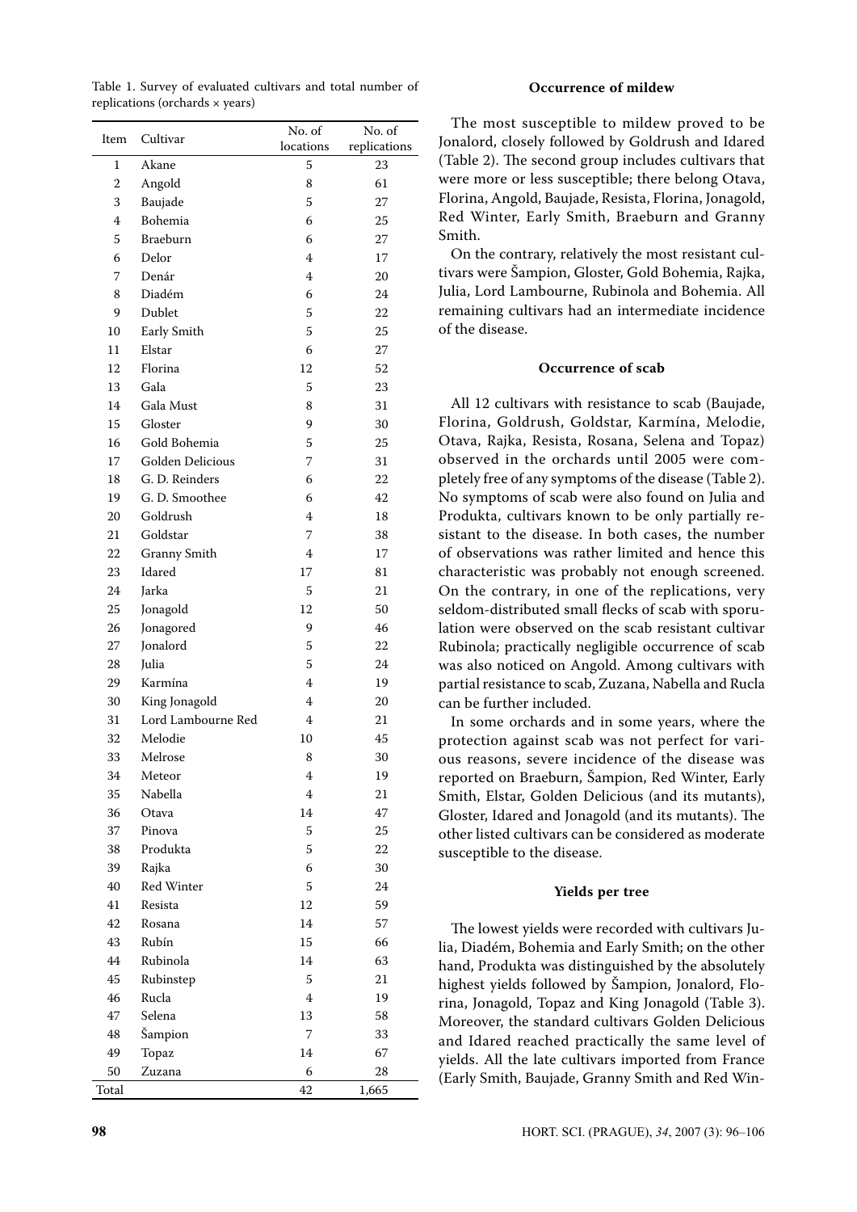Table 1. Survey of evaluated cultivars and total number of replications (orchards × years)

| Item | Cultivar | No. of locations | No. of replications |
|---|---|---|---|
| 1 | Akane | 5 | 23 |
| 2 | Angold | 8 | 61 |
| 3 | Baujade | 5 | 27 |
| 4 | Bohemia | 6 | 25 |
| 5 | Braeburn | 6 | 27 |
| 6 | Delor | 4 | 17 |
| 7 | Denár | 4 | 20 |
| 8 | Diadém | 6 | 24 |
| 9 | Dublet | 5 | 22 |
| 10 | Early Smith | 5 | 25 |
| 11 | Elstar | 6 | 27 |
| 12 | Florina | 12 | 52 |
| 13 | Gala | 5 | 23 |
| 14 | Gala Must | 8 | 31 |
| 15 | Gloster | 9 | 30 |
| 16 | Gold Bohemia | 5 | 25 |
| 17 | Golden Delicious | 7 | 31 |
| 18 | G. D. Reinders | 6 | 22 |
| 19 | G. D. Smoothee | 6 | 42 |
| 20 | Goldrush | 4 | 18 |
| 21 | Goldstar | 7 | 38 |
| 22 | Granny Smith | 4 | 17 |
| 23 | Idared | 17 | 81 |
| 24 | Jarka | 5 | 21 |
| 25 | Jonagold | 12 | 50 |
| 26 | Jonagored | 9 | 46 |
| 27 | Jonalord | 5 | 22 |
| 28 | Julia | 5 | 24 |
| 29 | Karmína | 4 | 19 |
| 30 | King Jonagold | 4 | 20 |
| 31 | Lord Lambourne Red | 4 | 21 |
| 32 | Melodie | 10 | 45 |
| 33 | Melrose | 8 | 30 |
| 34 | Meteor | 4 | 19 |
| 35 | Nabella | 4 | 21 |
| 36 | Otava | 14 | 47 |
| 37 | Pinova | 5 | 25 |
| 38 | Produkta | 5 | 22 |
| 39 | Rajka | 6 | 30 |
| 40 | Red Winter | 5 | 24 |
| 41 | Resista | 12 | 59 |
| 42 | Rosana | 14 | 57 |
| 43 | Rubín | 15 | 66 |
| 44 | Rubinola | 14 | 63 |
| 45 | Rubinstep | 5 | 21 |
| 46 | Rucla | 4 | 19 |
| 47 | Selena | 13 | 58 |
| 48 | Šampion | 7 | 33 |
| 49 | Topaz | 14 | 67 |
| 50 | Zuzana | 6 | 28 |
| Total | | 42 | 1,665 |

### Occurrence of mildew

The most susceptible to mildew proved to be Jonalord, closely followed by Goldrush and Idared (Table 2). The second group includes cultivars that were more or less susceptible; there belong Otava, Florina, Angold, Baujade, Resista, Florina, Jonagold, Red Winter, Early Smith, Braeburn and Granny Smith.

On the contrary, relatively the most resistant cultivars were Šampion, Gloster, Gold Bohemia, Rajka, Julia, Lord Lambourne, Rubinola and Bohemia. All remaining cultivars had an intermediate incidence of the disease.

### Occurrence of scab

All 12 cultivars with resistance to scab (Baujade, Florina, Goldrush, Goldstar, Karmína, Melodie, Otava, Rajka, Resista, Rosana, Selena and Topaz) observed in the orchards until 2005 were completely free of any symptoms of the disease (Table 2). No symptoms of scab were also found on Julia and Produkta, cultivars known to be only partially resistant to the disease. In both cases, the number of observations was rather limited and hence this characteristic was probably not enough screened. On the contrary, in one of the replications, very seldom-distributed small flecks of scab with sporulation were observed on the scab resistant cultivar Rubinola; practically negligible occurrence of scab was also noticed on Angold. Among cultivars with partial resistance to scab, Zuzana, Nabella and Rucla can be further included.

In some orchards and in some years, where the protection against scab was not perfect for various reasons, severe incidence of the disease was reported on Braeburn, Šampion, Red Winter, Early Smith, Elstar, Golden Delicious (and its mutants), Gloster, Idared and Jonagold (and its mutants). The other listed cultivars can be considered as moderate susceptible to the disease.

### Yields per tree

The lowest yields were recorded with cultivars Julia, Diadém, Bohemia and Early Smith; on the other hand, Produkta was distinguished by the absolutely highest yields followed by Šampion, Jonalord, Florina, Jonagold, Topaz and King Jonagold (Table 3). Moreover, the standard cultivars Golden Delicious and Idared reached practically the same level of yields. All the late cultivars imported from France (Early Smith, Baujade, Granny Smith and Red Win-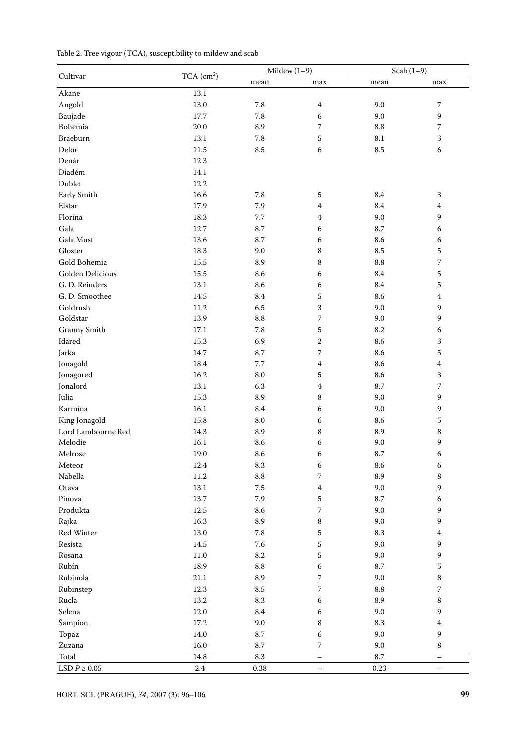Table 2. Tree vigour (TCA), susceptibility to mildew and scab

| Cultivar | TCA ($cm^2$) | Mildew (1–9) | | Scab (1–9) | |
|---|---|---|---|---|---|
| | | mean | max | mean | max |
| Akane | 13.1 | | | | |
| Angold | 13.0 | 7.8 | 4 | 9.0 | 7 |
| Baujade | 17.7 | 7.8 | 6 | 9.0 | 9 |
| Bohemia | 20.0 | 8.9 | 7 | 8.8 | 7 |
| Braeburn | 13.1 | 7.8 | 5 | 8.1 | 3 |
| Delor | 11.5 | 8.5 | 6 | 8.5 | 6 |
| Denár | 12.3 | | | | |
| Diadém | 14.1 | | | | |
| Dublet | 12.2 | | | | |
| Early Smith | 16.6 | 7.8 | 5 | 8.4 | 3 |
| Elstar | 17.9 | 7.9 | 4 | 8.4 | 4 |
| Florina | 18.3 | 7.7 | 4 | 9.0 | 9 |
| Gala | 12.7 | 8.7 | 6 | 8.7 | 6 |
| Gala Must | 13.6 | 8.7 | 6 | 8.6 | 6 |
| Gloster | 18.3 | 9.0 | 8 | 8.5 | 5 |
| Gold Bohemia | 15.5 | 8.9 | 8 | 8.8 | 7 |
| Golden Delicious | 15.5 | 8.6 | 6 | 8.4 | 5 |
| G. D. Reinders | 13.1 | 8.6 | 6 | 8.4 | 5 |
| G. D. Smoothee | 14.5 | 8.4 | 5 | 8.6 | 4 |
| Goldrush | 11.2 | 6.5 | 3 | 9.0 | 9 |
| Goldstar | 13.9 | 8.8 | 7 | 9.0 | 9 |
| Granny Smith | 17.1 | 7.8 | 5 | 8.2 | 6 |
| Idared | 15.3 | 6.9 | 2 | 8.6 | 3 |
| Jarka | 14.7 | 8.7 | 7 | 8.6 | 5 |
| Jonagold | 18.4 | 7.7 | 4 | 8.6 | 4 |
| Jonagored | 16.2 | 8.0 | 5 | 8.6 | 3 |
| Jonalord | 13.1 | 6.3 | 4 | 8.7 | 7 |
| Julia | 15.3 | 8.9 | 8 | 9.0 | 9 |
| Karmína | 16.1 | 8.4 | 6 | 9.0 | 9 |
| King Jonagold | 15.8 | 8.0 | 6 | 8.6 | 5 |
| Lord Lambourne Red | 14.3 | 8.9 | 8 | 8.9 | 8 |
| Melodie | 16.1 | 8.6 | 6 | 9.0 | 9 |
| Melrose | 19.0 | 8.6 | 6 | 8.7 | 6 |
| Meteor | 12.4 | 8.3 | 6 | 8.6 | 6 |
| Nabella | 11.2 | 8.8 | 7 | 8.9 | 8 |
| Otava | 13.1 | 7.5 | 4 | 9.0 | 9 |
| Pinova | 13.7 | 7.9 | 5 | 8.7 | 6 |
| Produkta | 12.5 | 8.6 | 7 | 9.0 | 9 |
| Rajka | 16.3 | 8.9 | 8 | 9.0 | 9 |
| Red Winter | 13.0 | 7.8 | 5 | 8.3 | 4 |
| Resista | 14.5 | 7.6 | 5 | 9.0 | 9 |
| Rosana | 11.0 | 8.2 | 5 | 9.0 | 9 |
| Rubín | 18.9 | 8.8 | 6 | 8.7 | 5 |
| Rubinola | 21.1 | 8.9 | 7 | 9.0 | 8 |
| Rubinstep | 12.3 | 8.5 | 7 | 8.8 | 7 |
| Rucla | 13.2 | 8.3 | 6 | 8.9 | 8 |
| Selena | 12.0 | 8.4 | 6 | 9.0 | 9 |
| Šampion | 17.2 | 9.0 | 8 | 8.3 | 4 |
| Topaz | 14.0 | 8.7 | 6 | 9.0 | 9 |
| Zuzana | 16.0 | 8.7 | 7 | 9.0 | 8 |
| Total | 14.8 | 8.3 | – | 8.7 | – |
| LSD $P \geq 0.05$ | 2.4 | 0.38 | – | 0.23 | – |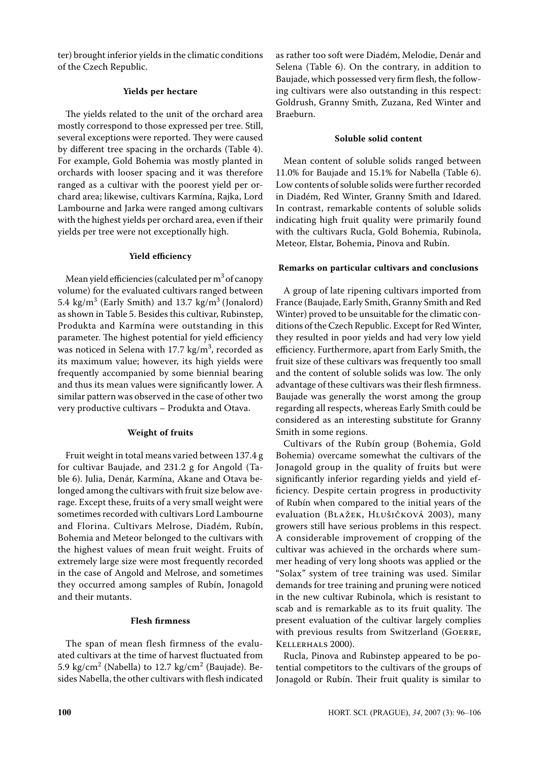ter) brought inferior yields in the climatic conditions of the Czech Republic.

**Yields per hectare**

The yields related to the unit of the orchard area mostly correspond to those expressed per tree. Still, several exceptions were reported. They were caused by different tree spacing in the orchards (Table 4). For example, Gold Bohemia was mostly planted in orchards with looser spacing and it was therefore ranged as a cultivar with the poorest yield per orchard area; likewise, cultivars Karmína, Rajka, Lord Lambourne and Jarka were ranged among cultivars with the highest yields per orchard area, even if their yields per tree were not exceptionally high.

**Yield efficiency**

Mean yield efficiencies (calculated per m$^3$ of canopy volume) for the evaluated cultivars ranged between 5.4 kg/m$^3$ (Early Smith) and 13.7 kg/m$^3$ (Jonalord) as shown in Table 5. Besides this cultivar, Rubinstep, Produkta and Karmína were outstanding in this parameter. The highest potential for yield efficiency was noticed in Selena with 17.7 kg/m$^3$, recorded as its maximum value; however, its high yields were frequently accompanied by some biennial bearing and thus its mean values were significantly lower. A similar pattern was observed in the case of other two very productive cultivars – Produkta and Otava.

**Weight of fruits**

Fruit weight in total means varied between 137.4 g for cultivar Baujade, and 231.2 g for Angold (Table 6). Julia, Denár, Karmína, Akane and Otava belonged among the cultivars with fruit size below average. Except these, fruits of a very small weight were sometimes recorded with cultivars Lord Lambourne and Florina. Cultivars Melrose, Diadém, Rubín, Bohemia and Meteor belonged to the cultivars with the highest values of mean fruit weight. Fruits of extremely large size were most frequently recorded in the case of Angold and Melrose, and sometimes they occurred among samples of Rubín, Jonagold and their mutants.

**Flesh firmness**

The span of mean flesh firmness of the evaluated cultivars at the time of harvest fluctuated from 5.9 kg/cm$^2$ (Nabella) to 12.7 kg/cm$^2$ (Baujade). Besides Nabella, the other cultivars with flesh indicated as rather too soft were Diadém, Melodie, Denár and Selena (Table 6). On the contrary, in addition to Baujade, which possessed very firm flesh, the following cultivars were also outstanding in this respect: Goldrush, Granny Smith, Zuzana, Red Winter and Braeburn.

**Soluble solid content**

Mean content of soluble solids ranged between 11.0% for Baujade and 15.1% for Nabella (Table 6). Low contents of soluble solids were further recorded in Diadém, Red Winter, Granny Smith and Idared. In contrast, remarkable contents of soluble solids indicating high fruit quality were primarily found with the cultivars Rucla, Gold Bohemia, Rubinola, Meteor, Elstar, Bohemia, Pinova and Rubín.

**Remarks on particular cultivars and conclusions**

A group of late ripening cultivars imported from France (Baujade, Early Smith, Granny Smith and Red Winter) proved to be unsuitable for the climatic conditions of the Czech Republic. Except for Red Winter, they resulted in poor yields and had very low yield efficiency. Furthermore, apart from Early Smith, the fruit size of these cultivars was frequently too small and the content of soluble solids was low. The only advantage of these cultivars was their flesh firmness. Baujade was generally the worst among the group regarding all respects, whereas Early Smith could be considered as an interesting substitute for Granny Smith in some regions.

Cultivars of the Rubín group (Bohemia, Gold Bohemia) overcame somewhat the cultivars of the Jonagold group in the quality of fruits but were significantly inferior regarding yields and yield efficiency. Despite certain progress in productivity of Rubín when compared to the initial years of the evaluation (Blažek, Hlušičková 2003), many growers still have serious problems in this respect. A considerable improvement of cropping of the cultivar was achieved in the orchards where summer heading of very long shoots was applied or the "Solax" system of tree training was used. Similar demands for tree training and pruning were noticed in the new cultivar Rubinola, which is resistant to scab and is remarkable as to its fruit quality. The present evaluation of the cultivar largely complies with previous results from Switzerland (Goerre, Kellerhals 2000).

Rucla, Pinova and Rubinstep appeared to be potential competitors to the cultivars of the groups of Jonagold or Rubín. Their fruit quality is similar to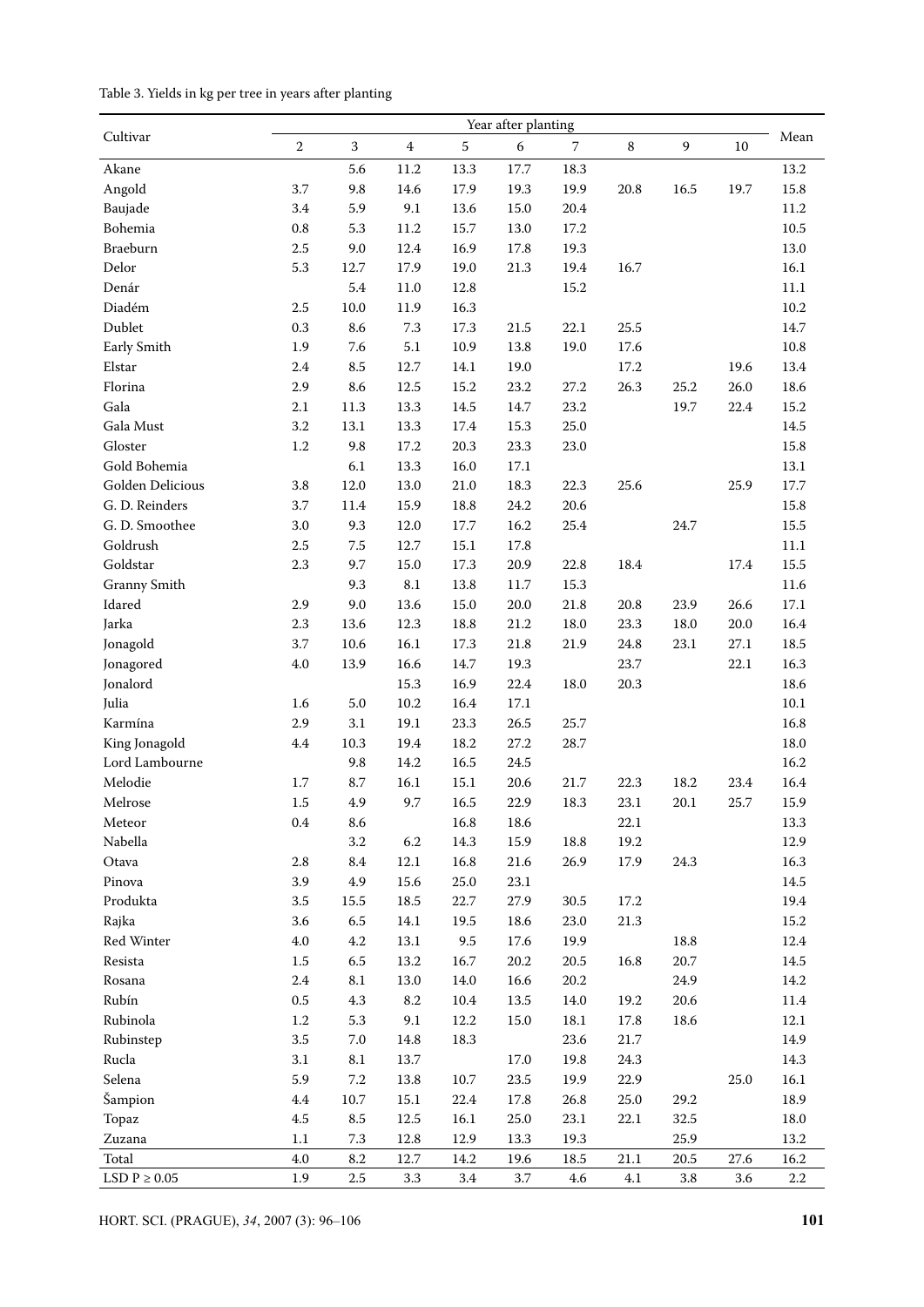Table 3. Yields in kg per tree in years after planting

| Cultivar | Year after planting | | | | | | | | | Mean |
|---|---|---|---|---|---|---|---|---|---|---|
| | 2 | 3 | 4 | 5 | 6 | 7 | 8 | 9 | 10 | |
| Akane | | 5.6 | 11.2 | 13.3 | 17.7 | 18.3 | | | | 13.2 |
| Angold | 3.7 | 9.8 | 14.6 | 17.9 | 19.3 | 19.9 | 20.8 | 16.5 | 19.7 | 15.8 |
| Baujade | 3.4 | 5.9 | 9.1 | 13.6 | 15.0 | 20.4 | | | | 11.2 |
| Bohemia | 0.8 | 5.3 | 11.2 | 15.7 | 13.0 | 17.2 | | | | 10.5 |
| Braeburn | 2.5 | 9.0 | 12.4 | 16.9 | 17.8 | 19.3 | | | | 13.0 |
| Delor | 5.3 | 12.7 | 17.9 | 19.0 | 21.3 | 19.4 | 16.7 | | | 16.1 |
| Denár | | 5.4 | 11.0 | 12.8 | | 15.2 | | | | 11.1 |
| Diadém | 2.5 | 10.0 | 11.9 | 16.3 | | | | | | 10.2 |
| Dublet | 0.3 | 8.6 | 7.3 | 17.3 | 21.5 | 22.1 | 25.5 | | | 14.7 |
| Early Smith | 1.9 | 7.6 | 5.1 | 10.9 | 13.8 | 19.0 | 17.6 | | | 10.8 |
| Elstar | 2.4 | 8.5 | 12.7 | 14.1 | 19.0 | | 17.2 | | 19.6 | 13.4 |
| Florina | 2.9 | 8.6 | 12.5 | 15.2 | 23.2 | 27.2 | 26.3 | 25.2 | 26.0 | 18.6 |
| Gala | 2.1 | 11.3 | 13.3 | 14.5 | 14.7 | 23.2 | | 19.7 | 22.4 | 15.2 |
| Gala Must | 3.2 | 13.1 | 13.3 | 17.4 | 15.3 | 25.0 | | | | 14.5 |
| Gloster | 1.2 | 9.8 | 17.2 | 20.3 | 23.3 | 23.0 | | | | 15.8 |
| Gold Bohemia | | 6.1 | 13.3 | 16.0 | 17.1 | | | | | 13.1 |
| Golden Delicious | 3.8 | 12.0 | 13.0 | 21.0 | 18.3 | 22.3 | 25.6 | | 25.9 | 17.7 |
| G. D. Reinders | 3.7 | 11.4 | 15.9 | 18.8 | 24.2 | 20.6 | | | | 15.8 |
| G. D. Smoothee | 3.0 | 9.3 | 12.0 | 17.7 | 16.2 | 25.4 | | 24.7 | | 15.5 |
| Goldrush | 2.5 | 7.5 | 12.7 | 15.1 | 17.8 | | | | | 11.1 |
| Goldstar | 2.3 | 9.7 | 15.0 | 17.3 | 20.9 | 22.8 | 18.4 | | 17.4 | 15.5 |
| Granny Smith | | 9.3 | 8.1 | 13.8 | 11.7 | 15.3 | | | | 11.6 |
| Idared | 2.9 | 9.0 | 13.6 | 15.0 | 20.0 | 21.8 | 20.8 | 23.9 | 26.6 | 17.1 |
| Jarka | 2.3 | 13.6 | 12.3 | 18.8 | 21.2 | 18.0 | 23.3 | 18.0 | 20.0 | 16.4 |
| Jonagold | 3.7 | 10.6 | 16.1 | 17.3 | 21.8 | 21.9 | 24.8 | 23.1 | 27.1 | 18.5 |
| Jonagored | 4.0 | 13.9 | 16.6 | 14.7 | 19.3 | | 23.7 | | 22.1 | 16.3 |
| Jonalord | | | 15.3 | 16.9 | 22.4 | 18.0 | 20.3 | | | 18.6 |
| Julia | 1.6 | 5.0 | 10.2 | 16.4 | 17.1 | | | | | 10.1 |
| Karmína | 2.9 | 3.1 | 19.1 | 23.3 | 26.5 | 25.7 | | | | 16.8 |
| King Jonagold | 4.4 | 10.3 | 19.4 | 18.2 | 27.2 | 28.7 | | | | 18.0 |
| Lord Lambourne | | 9.8 | 14.2 | 16.5 | 24.5 | | | | | 16.2 |
| Melodie | 1.7 | 8.7 | 16.1 | 15.1 | 20.6 | 21.7 | 22.3 | 18.2 | 23.4 | 16.4 |
| Melrose | 1.5 | 4.9 | 9.7 | 16.5 | 22.9 | 18.3 | 23.1 | 20.1 | 25.7 | 15.9 |
| Meteor | 0.4 | 8.6 | | 16.8 | 18.6 | | 22.1 | | | 13.3 |
| Nabella | | 3.2 | 6.2 | 14.3 | 15.9 | 18.8 | 19.2 | | | 12.9 |
| Otava | 2.8 | 8.4 | 12.1 | 16.8 | 21.6 | 26.9 | 17.9 | 24.3 | | 16.3 |
| Pinova | 3.9 | 4.9 | 15.6 | 25.0 | 23.1 | | | | | 14.5 |
| Produkta | 3.5 | 15.5 | 18.5 | 22.7 | 27.9 | 30.5 | 17.2 | | | 19.4 |
| Rajka | 3.6 | 6.5 | 14.1 | 19.5 | 18.6 | 23.0 | 21.3 | | | 15.2 |
| Red Winter | 4.0 | 4.2 | 13.1 | 9.5 | 17.6 | 19.9 | | 18.8 | | 12.4 |
| Resista | 1.5 | 6.5 | 13.2 | 16.7 | 20.2 | 20.5 | 16.8 | 20.7 | | 14.5 |
| Rosana | 2.4 | 8.1 | 13.0 | 14.0 | 16.6 | 20.2 | | 24.9 | | 14.2 |
| Rubín | 0.5 | 4.3 | 8.2 | 10.4 | 13.5 | 14.0 | 19.2 | 20.6 | | 11.4 |
| Rubinola | 1.2 | 5.3 | 9.1 | 12.2 | 15.0 | 18.1 | 17.8 | 18.6 | | 12.1 |
| Rubinstep | 3.5 | 7.0 | 14.8 | 18.3 | | 23.6 | 21.7 | | | 14.9 |
| Rucla | 3.1 | 8.1 | 13.7 | | 17.0 | 19.8 | 24.3 | | | 14.3 |
| Selena | 5.9 | 7.2 | 13.8 | 10.7 | 23.5 | 19.9 | 22.9 | | 25.0 | 16.1 |
| Šampion | 4.4 | 10.7 | 15.1 | 22.4 | 17.8 | 26.8 | 25.0 | 29.2 | | 18.9 |
| Topaz | 4.5 | 8.5 | 12.5 | 16.1 | 25.0 | 23.1 | 22.1 | 32.5 | | 18.0 |
| Zuzana | 1.1 | 7.3 | 12.8 | 12.9 | 13.3 | 19.3 | | 25.9 | | 13.2 |
| Total | 4.0 | 8.2 | 12.7 | 14.2 | 19.6 | 18.5 | 21.1 | 20.5 | 27.6 | 16.2 |
| LSD $P \geq 0.05$ | 1.9 | 2.5 | 3.3 | 3.4 | 3.7 | 4.6 | 4.1 | 3.8 | 3.6 | 2.2 |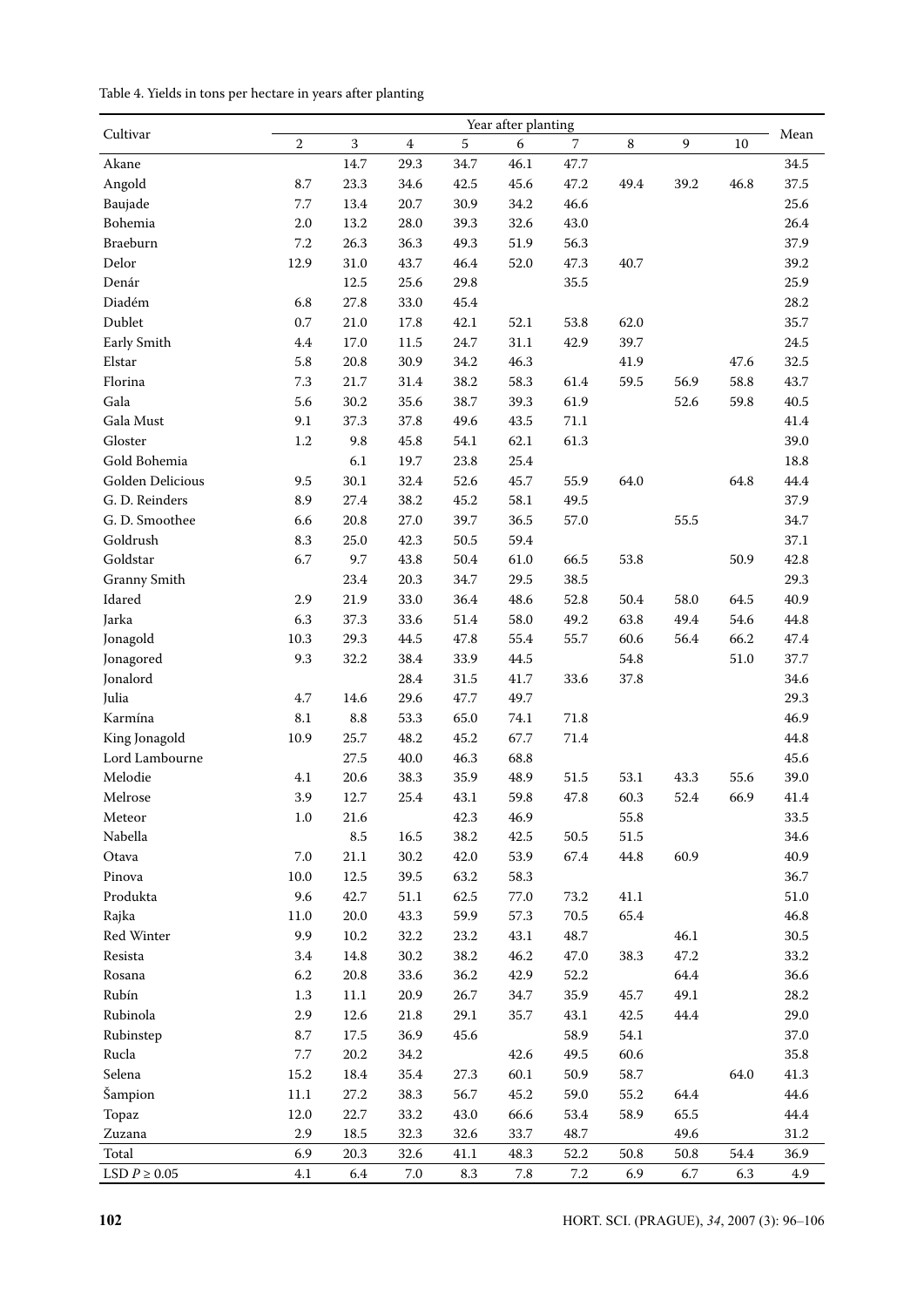Table 4. Yields in tons per hectare in years after planting

| Cultivar | Year after planting | | | | | | | | | Mean |
|---|---|---|---|---|---|---|---|---|---|---|
| | 2 | 3 | 4 | 5 | 6 | 7 | 8 | 9 | 10 | |
| Akane | | 14.7 | 29.3 | 34.7 | 46.1 | 47.7 | | | | 34.5 |
| Angold | 8.7 | 23.3 | 34.6 | 42.5 | 45.6 | 47.2 | 49.4 | 39.2 | 46.8 | 37.5 |
| Baujade | 7.7 | 13.4 | 20.7 | 30.9 | 34.2 | 46.6 | | | | 25.6 |
| Bohemia | 2.0 | 13.2 | 28.0 | 39.3 | 32.6 | 43.0 | | | | 26.4 |
| Braeburn | 7.2 | 26.3 | 36.3 | 49.3 | 51.9 | 56.3 | | | | 37.9 |
| Delor | 12.9 | 31.0 | 43.7 | 46.4 | 52.0 | 47.3 | 40.7 | | | 39.2 |
| Denár | | 12.5 | 25.6 | 29.8 | | 35.5 | | | | 25.9 |
| Diadém | 6.8 | 27.8 | 33.0 | 45.4 | | | | | | 28.2 |
| Dublet | 0.7 | 21.0 | 17.8 | 42.1 | 52.1 | 53.8 | 62.0 | | | 35.7 |
| Early Smith | 4.4 | 17.0 | 11.5 | 24.7 | 31.1 | 42.9 | 39.7 | | | 24.5 |
| Elstar | 5.8 | 20.8 | 30.9 | 34.2 | 46.3 | | 41.9 | | 47.6 | 32.5 |
| Florina | 7.3 | 21.7 | 31.4 | 38.2 | 58.3 | 61.4 | 59.5 | 56.9 | 58.8 | 43.7 |
| Gala | 5.6 | 30.2 | 35.6 | 38.7 | 39.3 | 61.9 | | 52.6 | 59.8 | 40.5 |
| Gala Must | 9.1 | 37.3 | 37.8 | 49.6 | 43.5 | 71.1 | | | | 41.4 |
| Gloster | 1.2 | 9.8 | 45.8 | 54.1 | 62.1 | 61.3 | | | | 39.0 |
| Gold Bohemia | | 6.1 | 19.7 | 23.8 | 25.4 | | | | | 18.8 |
| Golden Delicious | 9.5 | 30.1 | 32.4 | 52.6 | 45.7 | 55.9 | 64.0 | | 64.8 | 44.4 |
| G. D. Reinders | 8.9 | 27.4 | 38.2 | 45.2 | 58.1 | 49.5 | | | | 37.9 |
| G. D. Smoothee | 6.6 | 20.8 | 27.0 | 39.7 | 36.5 | 57.0 | | 55.5 | | 34.7 |
| Goldrush | 8.3 | 25.0 | 42.3 | 50.5 | 59.4 | | | | | 37.1 |
| Goldstar | 6.7 | 9.7 | 43.8 | 50.4 | 61.0 | 66.5 | 53.8 | | 50.9 | 42.8 |
| Granny Smith | | 23.4 | 20.3 | 34.7 | 29.5 | 38.5 | | | | 29.3 |
| Idared | 2.9 | 21.9 | 33.0 | 36.4 | 48.6 | 52.8 | 50.4 | 58.0 | 64.5 | 40.9 |
| Jarka | 6.3 | 37.3 | 33.6 | 51.4 | 58.0 | 49.2 | 63.8 | 49.4 | 54.6 | 44.8 |
| Jonagold | 10.3 | 29.3 | 44.5 | 47.8 | 55.4 | 55.7 | 60.6 | 56.4 | 66.2 | 47.4 |
| Jonagored | 9.3 | 32.2 | 38.4 | 33.9 | 44.5 | | 54.8 | | 51.0 | 37.7 |
| Jonalord | | | 28.4 | 31.5 | 41.7 | 33.6 | 37.8 | | | 34.6 |
| Julia | 4.7 | 14.6 | 29.6 | 47.7 | 49.7 | | | | | 29.3 |
| Karmína | 8.1 | 8.8 | 53.3 | 65.0 | 74.1 | 71.8 | | | | 46.9 |
| King Jonagold | 10.9 | 25.7 | 48.2 | 45.2 | 67.7 | 71.4 | | | | 44.8 |
| Lord Lambourne | | 27.5 | 40.0 | 46.3 | 68.8 | | | | | 45.6 |
| Melodie | 4.1 | 20.6 | 38.3 | 35.9 | 48.9 | 51.5 | 53.1 | 43.3 | 55.6 | 39.0 |
| Melrose | 3.9 | 12.7 | 25.4 | 43.1 | 59.8 | 47.8 | 60.3 | 52.4 | 66.9 | 41.4 |
| Meteor | 1.0 | 21.6 | | 42.3 | 46.9 | | 55.8 | | | 33.5 |
| Nabella | | 8.5 | 16.5 | 38.2 | 42.5 | 50.5 | 51.5 | | | 34.6 |
| Otava | 7.0 | 21.1 | 30.2 | 42.0 | 53.9 | 67.4 | 44.8 | 60.9 | | 40.9 |
| Pinova | 10.0 | 12.5 | 39.5 | 63.2 | 58.3 | | | | | 36.7 |
| Produkta | 9.6 | 42.7 | 51.1 | 62.5 | 77.0 | 73.2 | 41.1 | | | 51.0 |
| Rajka | 11.0 | 20.0 | 43.3 | 59.9 | 57.3 | 70.5 | 65.4 | | | 46.8 |
| Red Winter | 9.9 | 10.2 | 32.2 | 23.2 | 43.1 | 48.7 | | 46.1 | | 30.5 |
| Resista | 3.4 | 14.8 | 30.2 | 38.2 | 46.2 | 47.0 | 38.3 | 47.2 | | 33.2 |
| Rosana | 6.2 | 20.8 | 33.6 | 36.2 | 42.9 | 52.2 | | 64.4 | | 36.6 |
| Rubín | 1.3 | 11.1 | 20.9 | 26.7 | 34.7 | 35.9 | 45.7 | 49.1 | | 28.2 |
| Rubinola | 2.9 | 12.6 | 21.8 | 29.1 | 35.7 | 43.1 | 42.5 | 44.4 | | 29.0 |
| Rubinstep | 8.7 | 17.5 | 36.9 | 45.6 | | 58.9 | 54.1 | | | 37.0 |
| Rucla | 7.7 | 20.2 | 34.2 | | 42.6 | 49.5 | 60.6 | | | 35.8 |
| Selena | 15.2 | 18.4 | 35.4 | 27.3 | 60.1 | 50.9 | 58.7 | | 64.0 | 41.3 |
| Šampion | 11.1 | 27.2 | 38.3 | 56.7 | 45.2 | 59.0 | 55.2 | 64.4 | | 44.6 |
| Topaz | 12.0 | 22.7 | 33.2 | 43.0 | 66.6 | 53.4 | 58.9 | 65.5 | | 44.4 |
| Zuzana | 2.9 | 18.5 | 32.3 | 32.6 | 33.7 | 48.7 | | 49.6 | | 31.2 |
| Total | 6.9 | 20.3 | 32.6 | 41.1 | 48.3 | 52.2 | 50.8 | 50.8 | 54.4 | 36.9 |
| LSD $P \geq 0.05$ | 4.1 | 6.4 | 7.0 | 8.3 | 7.8 | 7.2 | 6.9 | 6.7 | 6.3 | 4.9 |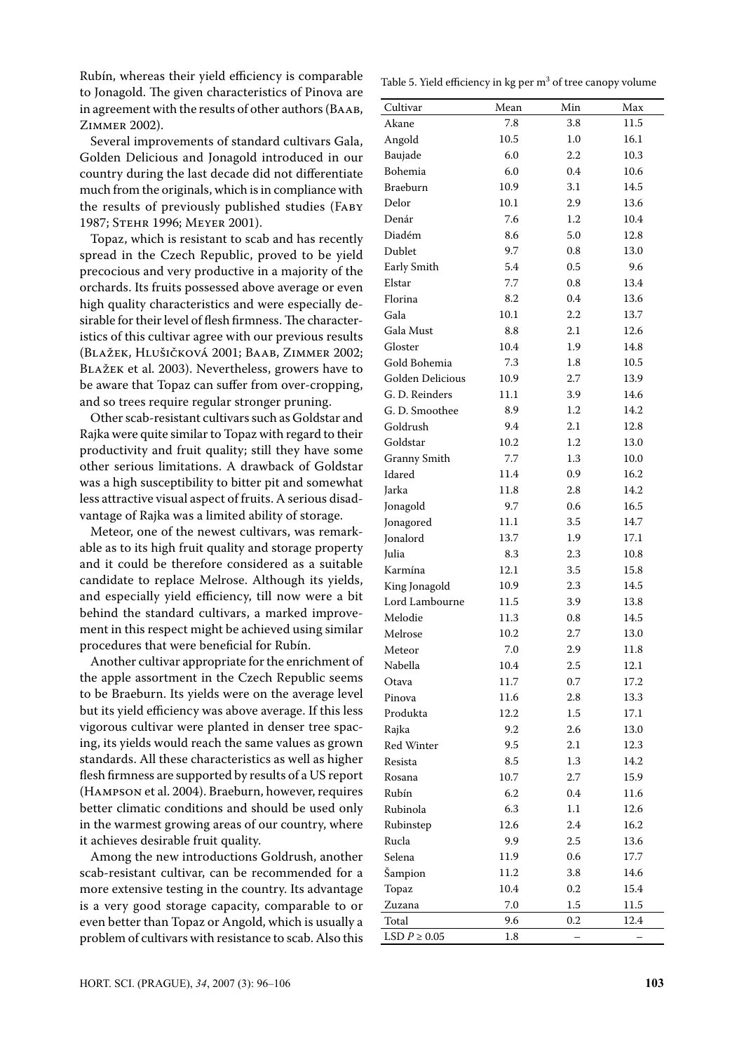Rubín, whereas their yield efficiency is comparable to Jonagold. The given characteristics of Pinova are in agreement with the results of other authors (Baab, Zimmer 2002).

Several improvements of standard cultivars Gala, Golden Delicious and Jonagold introduced in our country during the last decade did not differentiate much from the originals, which is in compliance with the results of previously published studies (Faby 1987; Stehr 1996; Meyer 2001).

Topaz, which is resistant to scab and has recently spread in the Czech Republic, proved to be yield precocious and very productive in a majority of the orchards. Its fruits possessed above average or even high quality characteristics and were especially desirable for their level of flesh firmness. The characteristics of this cultivar agree with our previous results (Blažek, Hlušičková 2001; Baab, Zimmer 2002; Blažek et al. 2003). Nevertheless, growers have to be aware that Topaz can suffer from over-cropping, and so trees require regular stronger pruning.

Other scab-resistant cultivars such as Goldstar and Rajka were quite similar to Topaz with regard to their productivity and fruit quality; still they have some other serious limitations. A drawback of Goldstar was a high susceptibility to bitter pit and somewhat less attractive visual aspect of fruits. A serious disadvantage of Rajka was a limited ability of storage.

Meteor, one of the newest cultivars, was remarkable as to its high fruit quality and storage property and it could be therefore considered as a suitable candidate to replace Melrose. Although its yields, and especially yield efficiency, till now were a bit behind the standard cultivars, a marked improvement in this respect might be achieved using similar procedures that were beneficial for Rubín.

Another cultivar appropriate for the enrichment of the apple assortment in the Czech Republic seems to be Braeburn. Its yields were on the average level but its yield efficiency was above average. If this less vigorous cultivar were planted in denser tree spacing, its yields would reach the same values as grown standards. All these characteristics as well as higher flesh firmness are supported by results of a US report (Hampson et al. 2004). Braeburn, however, requires better climatic conditions and should be used only in the warmest growing areas of our country, where it achieves desirable fruit quality.

Among the new introductions Goldrush, another scab-resistant cultivar, can be recommended for a more extensive testing in the country. Its advantage is a very good storage capacity, comparable to or even better than Topaz or Angold, which is usually a problem of cultivars with resistance to scab. Also this

Table 5. Yield efficiency in kg per $m^3$ of tree canopy volume

| Cultivar | Mean | Min | Max |
|---|---|---|---|
| Akane | 7.8 | 3.8 | 11.5 |
| Angold | 10.5 | 1.0 | 16.1 |
| Baujade | 6.0 | 2.2 | 10.3 |
| Bohemia | 6.0 | 0.4 | 10.6 |
| Braeburn | 10.9 | 3.1 | 14.5 |
| Delor | 10.1 | 2.9 | 13.6 |
| Denár | 7.6 | 1.2 | 10.4 |
| Diadém | 8.6 | 5.0 | 12.8 |
| Dublet | 9.7 | 0.8 | 13.0 |
| Early Smith | 5.4 | 0.5 | 9.6 |
| Elstar | 7.7 | 0.8 | 13.4 |
| Florina | 8.2 | 0.4 | 13.6 |
| Gala | 10.1 | 2.2 | 13.7 |
| Gala Must | 8.8 | 2.1 | 12.6 |
| Gloster | 10.4 | 1.9 | 14.8 |
| Gold Bohemia | 7.3 | 1.8 | 10.5 |
| Golden Delicious | 10.9 | 2.7 | 13.9 |
| G. D. Reinders | 11.1 | 3.9 | 14.6 |
| G. D. Smoothee | 8.9 | 1.2 | 14.2 |
| Goldrush | 9.4 | 2.1 | 12.8 |
| Goldstar | 10.2 | 1.2 | 13.0 |
| Granny Smith | 7.7 | 1.3 | 10.0 |
| Idared | 11.4 | 0.9 | 16.2 |
| Jarka | 11.8 | 2.8 | 14.2 |
| Jonagold | 9.7 | 0.6 | 16.5 |
| Jonagored | 11.1 | 3.5 | 14.7 |
| Jonalord | 13.7 | 1.9 | 17.1 |
| Julia | 8.3 | 2.3 | 10.8 |
| Karmína | 12.1 | 3.5 | 15.8 |
| King Jonagold | 10.9 | 2.3 | 14.5 |
| Lord Lambourne | 11.5 | 3.9 | 13.8 |
| Melodie | 11.3 | 0.8 | 14.5 |
| Melrose | 10.2 | 2.7 | 13.0 |
| Meteor | 7.0 | 2.9 | 11.8 |
| Nabella | 10.4 | 2.5 | 12.1 |
| Otava | 11.7 | 0.7 | 17.2 |
| Pinova | 11.6 | 2.8 | 13.3 |
| Produkta | 12.2 | 1.5 | 17.1 |
| Rajka | 9.2 | 2.6 | 13.0 |
| Red Winter | 9.5 | 2.1 | 12.3 |
| Resista | 8.5 | 1.3 | 14.2 |
| Rosana | 10.7 | 2.7 | 15.9 |
| Rubín | 6.2 | 0.4 | 11.6 |
| Rubinola | 6.3 | 1.1 | 12.6 |
| Rubinstep | 12.6 | 2.4 | 16.2 |
| Rucla | 9.9 | 2.5 | 13.6 |
| Selena | 11.9 | 0.6 | 17.7 |
| Šampion | 11.2 | 3.8 | 14.6 |
| Topaz | 10.4 | 0.2 | 15.4 |
| Zuzana | 7.0 | 1.5 | 11.5 |
| Total | 9.6 | 0.2 | 12.4 |
| LSD $P \geq 0.05$ | 1.8 | – | – |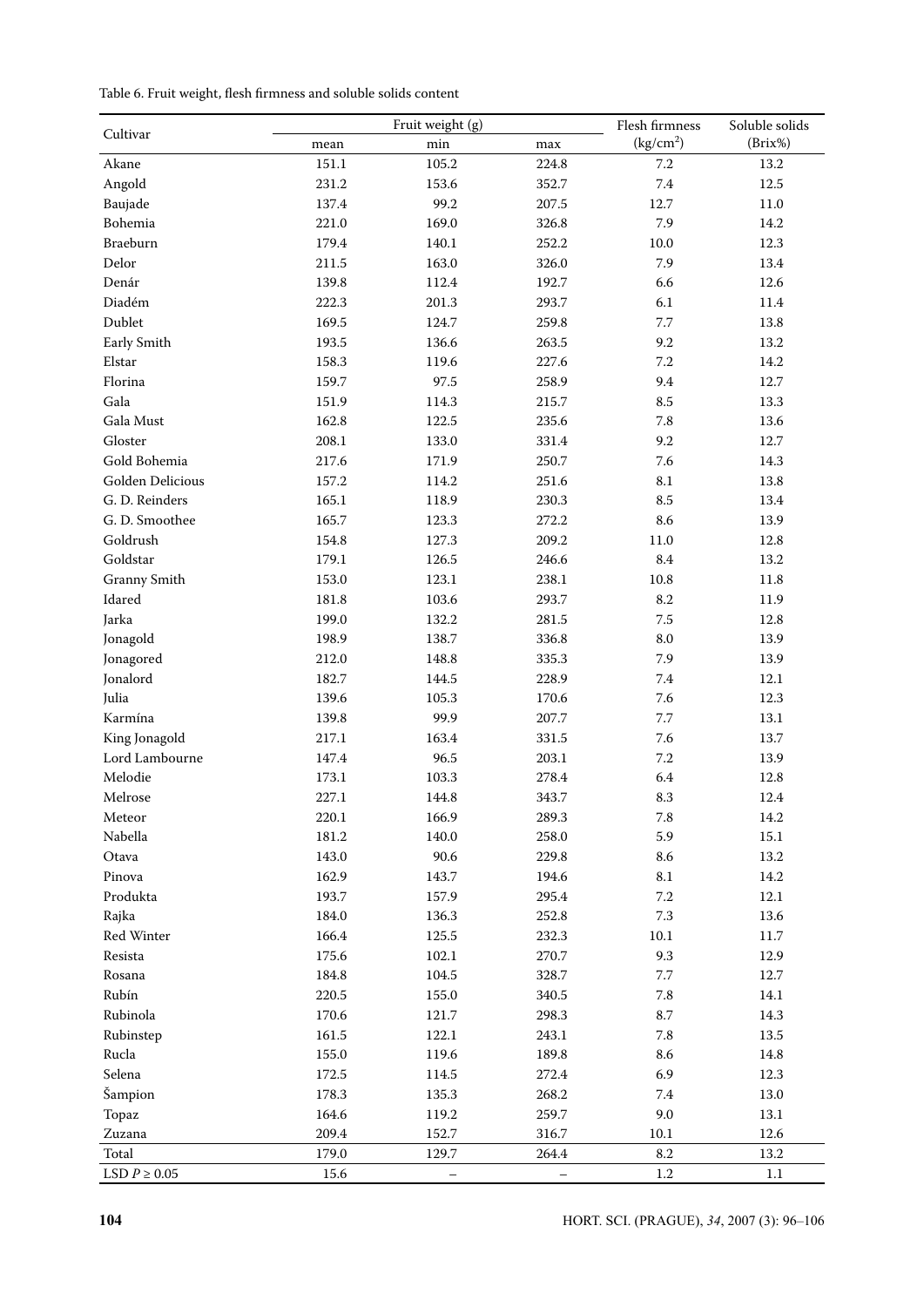Table 6. Fruit weight, flesh firmness and soluble solids content

| Cultivar | Fruit weight (g) | | | Flesh firmness ($kg/cm^2$) | Soluble solids (Brix%) |
|---|---|---|---|---|---|
| | mean | min | max | | |
| Akane | 151.1 | 105.2 | 224.8 | 7.2 | 13.2 |
| Angold | 231.2 | 153.6 | 352.7 | 7.4 | 12.5 |
| Baujade | 137.4 | 99.2 | 207.5 | 12.7 | 11.0 |
| Bohemia | 221.0 | 169.0 | 326.8 | 7.9 | 14.2 |
| Braeburn | 179.4 | 140.1 | 252.2 | 10.0 | 12.3 |
| Delor | 211.5 | 163.0 | 326.0 | 7.9 | 13.4 |
| Denár | 139.8 | 112.4 | 192.7 | 6.6 | 12.6 |
| Diadém | 222.3 | 201.3 | 293.7 | 6.1 | 11.4 |
| Dublet | 169.5 | 124.7 | 259.8 | 7.7 | 13.8 |
| Early Smith | 193.5 | 136.6 | 263.5 | 9.2 | 13.2 |
| Elstar | 158.3 | 119.6 | 227.6 | 7.2 | 14.2 |
| Florina | 159.7 | 97.5 | 258.9 | 9.4 | 12.7 |
| Gala | 151.9 | 114.3 | 215.7 | 8.5 | 13.3 |
| Gala Must | 162.8 | 122.5 | 235.6 | 7.8 | 13.6 |
| Gloster | 208.1 | 133.0 | 331.4 | 9.2 | 12.7 |
| Gold Bohemia | 217.6 | 171.9 | 250.7 | 7.6 | 14.3 |
| Golden Delicious | 157.2 | 114.2 | 251.6 | 8.1 | 13.8 |
| G. D. Reinders | 165.1 | 118.9 | 230.3 | 8.5 | 13.4 |
| G. D. Smoothee | 165.7 | 123.3 | 272.2 | 8.6 | 13.9 |
| Goldrush | 154.8 | 127.3 | 209.2 | 11.0 | 12.8 |
| Goldstar | 179.1 | 126.5 | 246.6 | 8.4 | 13.2 |
| Granny Smith | 153.0 | 123.1 | 238.1 | 10.8 | 11.8 |
| Idared | 181.8 | 103.6 | 293.7 | 8.2 | 11.9 |
| Jarka | 199.0 | 132.2 | 281.5 | 7.5 | 12.8 |
| Jonagold | 198.9 | 138.7 | 336.8 | 8.0 | 13.9 |
| Jonagored | 212.0 | 148.8 | 335.3 | 7.9 | 13.9 |
| Jonalord | 182.7 | 144.5 | 228.9 | 7.4 | 12.1 |
| Julia | 139.6 | 105.3 | 170.6 | 7.6 | 12.3 |
| Karmína | 139.8 | 99.9 | 207.7 | 7.7 | 13.1 |
| King Jonagold | 217.1 | 163.4 | 331.5 | 7.6 | 13.7 |
| Lord Lambourne | 147.4 | 96.5 | 203.1 | 7.2 | 13.9 |
| Melodie | 173.1 | 103.3 | 278.4 | 6.4 | 12.8 |
| Melrose | 227.1 | 144.8 | 343.7 | 8.3 | 12.4 |
| Meteor | 220.1 | 166.9 | 289.3 | 7.8 | 14.2 |
| Nabella | 181.2 | 140.0 | 258.0 | 5.9 | 15.1 |
| Otava | 143.0 | 90.6 | 229.8 | 8.6 | 13.2 |
| Pinova | 162.9 | 143.7 | 194.6 | 8.1 | 14.2 |
| Produkta | 193.7 | 157.9 | 295.4 | 7.2 | 12.1 |
| Rajka | 184.0 | 136.3 | 252.8 | 7.3 | 13.6 |
| Red Winter | 166.4 | 125.5 | 232.3 | 10.1 | 11.7 |
| Resista | 175.6 | 102.1 | 270.7 | 9.3 | 12.9 |
| Rosana | 184.8 | 104.5 | 328.7 | 7.7 | 12.7 |
| Rubín | 220.5 | 155.0 | 340.5 | 7.8 | 14.1 |
| Rubinola | 170.6 | 121.7 | 298.3 | 8.7 | 14.3 |
| Rubinstep | 161.5 | 122.1 | 243.1 | 7.8 | 13.5 |
| Rucla | 155.0 | 119.6 | 189.8 | 8.6 | 14.8 |
| Selena | 172.5 | 114.5 | 272.4 | 6.9 | 12.3 |
| Šampion | 178.3 | 135.3 | 268.2 | 7.4 | 13.0 |
| Topaz | 164.6 | 119.2 | 259.7 | 9.0 | 13.1 |
| Zuzana | 209.4 | 152.7 | 316.7 | 10.1 | 12.6 |
| Total | 179.0 | 129.7 | 264.4 | 8.2 | 13.2 |
| LSD $P \geq 0.05$ | 15.6 | – | – | 1.2 | 1.1 |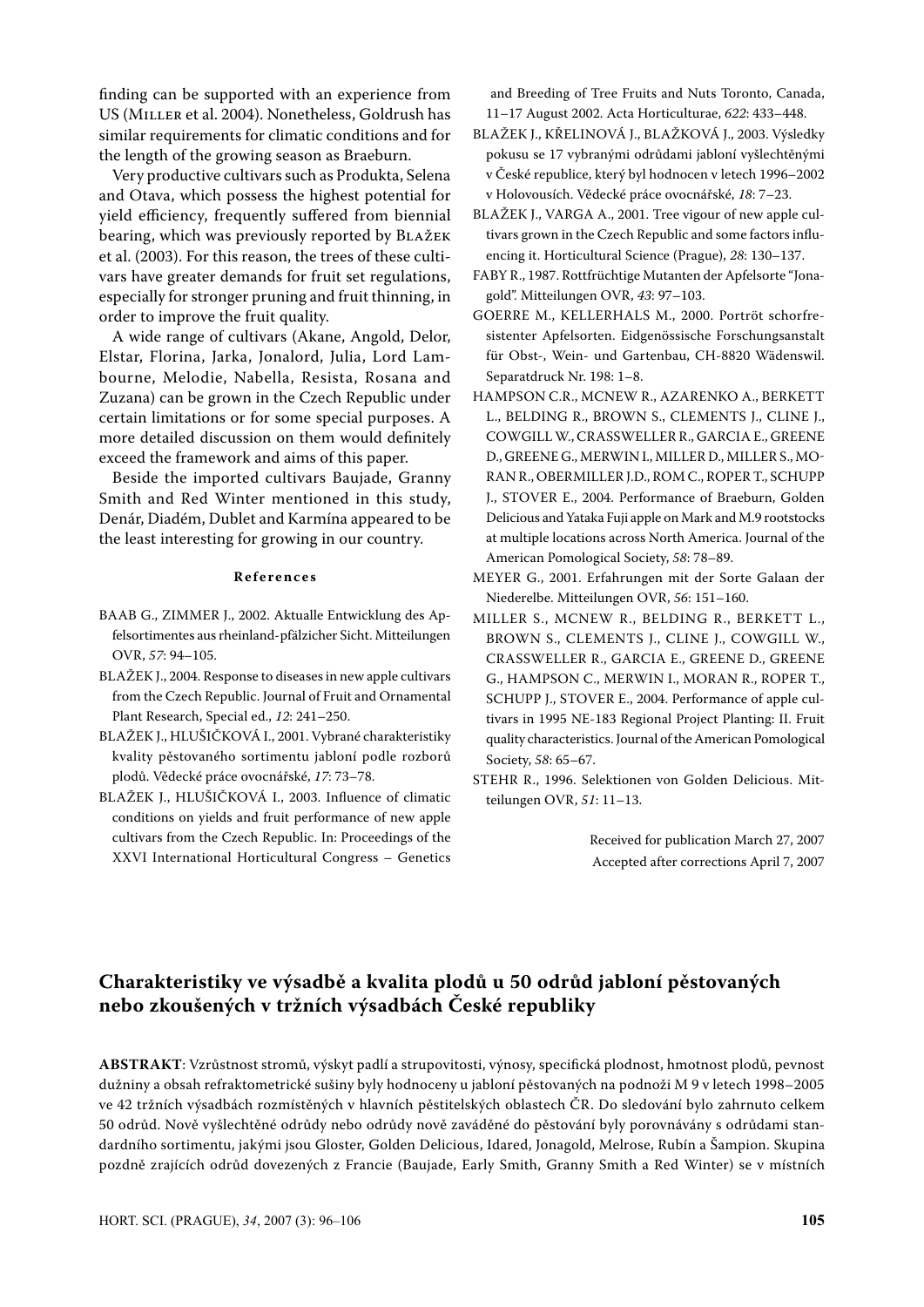finding can be supported with an experience from US (Miller et al. 2004). Nonetheless, Goldrush has similar requirements for climatic conditions and for the length of the growing season as Braeburn.

Very productive cultivars such as Produkta, Selena and Otava, which possess the highest potential for yield efficiency, frequently suffered from biennial bearing, which was previously reported by Blažek et al. (2003). For this reason, the trees of these cultivars have greater demands for fruit set regulations, especially for stronger pruning and fruit thinning, in order to improve the fruit quality.

A wide range of cultivars (Akane, Angold, Delor, Elstar, Florina, Jarka, Jonalord, Julia, Lord Lambourne, Melodie, Nabella, Resista, Rosana and Zuzana) can be grown in the Czech Republic under certain limitations or for some special purposes. A more detailed discussion on them would definitely exceed the framework and aims of this paper.

Beside the imported cultivars Baujade, Granny Smith and Red Winter mentioned in this study, Denár, Diadém, Dublet and Karmína appeared to be the least interesting for growing in our country.

## References

BAAB G., ZIMMER J., 2002. Aktualle Entwicklung des Apfelsortimentes aus rheinland-pfälzicher Sicht. Mitteilungen OVR, *57*: 94–105.

BLAŽEK J., 2004. Response to diseases in new apple cultivars from the Czech Republic. Journal of Fruit and Ornamental Plant Research, Special ed., *12*: 241–250.

BLAŽEK J., HLUŠIČKOVÁ I., 2001. Vybrané charakteristiky kvality pěstovaného sortimentu jabloní podle rozborů plodů. Vědecké práce ovocnářské, *17*: 73–78.

BLAŽEK J., HLUŠIČKOVÁ I., 2003. Influence of climatic conditions on yields and fruit performance of new apple cultivars from the Czech Republic. In: Proceedings of the XXVI International Horticultural Congress – Genetics and Breeding of Tree Fruits and Nuts Toronto, Canada, 11–17 August 2002. Acta Horticulturae, *622*: 433–448.

BLAŽEK J., KŘELINOVÁ J., BLAŽKOVÁ J., 2003. Výsledky pokusu se 17 vybranými odrůdami jabloní vyšlechtěnými v České republice, který byl hodnocen v letech 1996–2002 v Holovousích. Vědecké práce ovocnářské, *18*: 7–23.

BLAŽEK J., VARGA A., 2001. Tree vigour of new apple cultivars grown in the Czech Republic and some factors influencing it. Horticultural Science (Prague), *28*: 130–137.

FABY R., 1987. Rottfrüchtige Mutanten der Apfelsorte "Jonagold". Mitteilungen OVR, *43*: 97–103.

GOERRE M., KELLERHALS M., 2000. Portröt schorfresistenter Apfelsorten. Eidgenössische Forschungsanstalt für Obst-, Wein- und Gartenbau, CH-8820 Wädenswil. Separatdruck Nr. 198: 1–8.

HAMPSON C.R., MCNEW R., AZARENKO A., BERKETT L., BELDING R., BROWN S., CLEMENTS J., CLINE J., COWGILL W., CRASSWELLER R., GARCIA E., GREENE D., GREENE G., MERWIN I., MILLER D., MILLER S., MORAN R., OBERMILLER J.D., ROM C., ROPER T., SCHUPP J., STOVER E., 2004. Performance of Braeburn, Golden Delicious and Yataka Fuji apple on Mark and M.9 rootstocks at multiple locations across North America. Journal of the American Pomological Society, *58*: 78–89.

MEYER G., 2001. Erfahrungen mit der Sorte Galaan der Niederelbe. Mitteilungen OVR, *56*: 151–160.

MILLER S., MCNEW R., BELDING R., BERKETT L., BROWN S., CLEMENTS J., CLINE J., COWGILL W., CRASSWELLER R., GARCIA E., GREENE D., GREENE G., HAMPSON C., MERWIN I., MORAN R., ROPER T., SCHUPP J., STOVER E., 2004. Performance of apple cultivars in 1995 NE-183 Regional Project Planting: II. Fruit quality characteristics. Journal of the American Pomological Society, *58*: 65–67.

STEHR R., 1996. Selektionen von Golden Delicious. Mitteilungen OVR, *51*: 11–13.

Received for publication March 27, 2007
Accepted after corrections April 7, 2007

## Charakteristiky ve výsadbě a kvalita plodů u 50 odrůd jabloní pěstovaných nebo zkoušených v tržních výsadbách České republiky

**ABSTRAKT**: Vzrůstnost stromů, výskyt padlí a strupovitosti, výnosy, specifická plodnost, hmotnost plodů, pevnost dužniny a obsah refraktometrické sušiny byly hodnoceny u jabloní pěstovaných na podnoži M 9 v letech 1998–2005 ve 42 tržních výsadbách rozmístěných v hlavních pěstitelských oblastech ČR. Do sledování bylo zahrnuto celkem 50 odrůd. Nově vyšlechtěné odrůdy nebo odrůdy nově zaváděné do pěstování byly porovnávány s odrůdami standardního sortimentu, jakými jsou Gloster, Golden Delicious, Idared, Jonagold, Melrose, Rubín a Šampion. Skupina pozdně zrajících odrůd dovezených z Francie (Baujade, Early Smith, Granny Smith a Red Winter) se v místních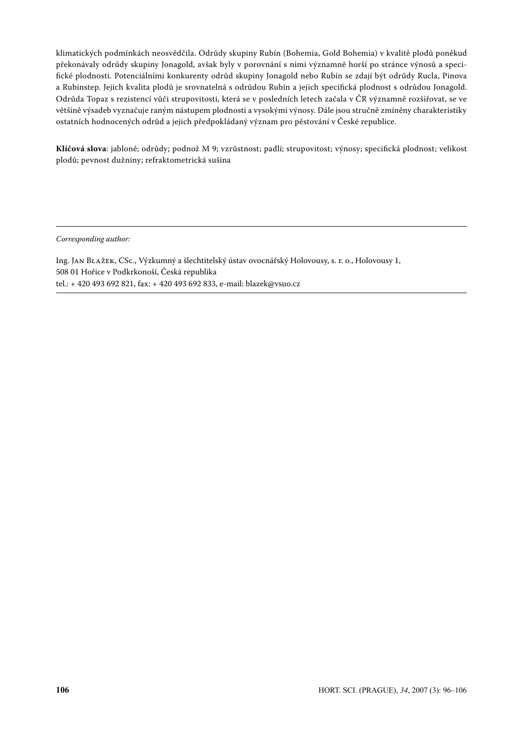klimatických podmínkách neosvědčila. Odrůdy skupiny Rubín (Bohemia, Gold Bohemia) v kvalitě plodů poněkud překonávaly odrůdy skupiny Jonagold, avšak byly v porovnání s nimi významně horší po stránce výnosů a specifické plodnosti. Potenciálními konkurenty odrůd skupiny Jonagold nebo Rubín se zdají být odrůdy Rucla, Pinova a Rubinstep. Jejich kvalita plodů je srovnatelná s odrůdou Rubín a jejich specifická plodnost s odrůdou Jonagold. Odrůda Topaz s rezistencí vůči strupovitosti, která se v posledních letech začala v ČR významně rozšiřovat, se ve většině výsadeb vyznačuje raným nástupem plodnosti a vysokými výnosy. Dále jsou stručně zmíněny charakteristiky ostatních hodnocených odrůd a jejich předpokládaný význam pro pěstování v České republice.

**Klíčová slova**: jabloně; odrůdy; podnož M 9; vzrůstnost; padlí; strupovitost; výnosy; specifická plodnost; velikost plodů; pevnost dužniny; refraktometrická sušina

---

*Corresponding author:*

Ing. Jan Blažek, CSc., Výzkumný a šlechtitelský ústav ovocnářský Holovousy, s. r. o., Holovousy 1,
508 01 Hořice v Podkrkonoší, Česká republika
tel.: + 420 493 692 821, fax: + 420 493 692 833, e-mail: blazek@vsuo.cz